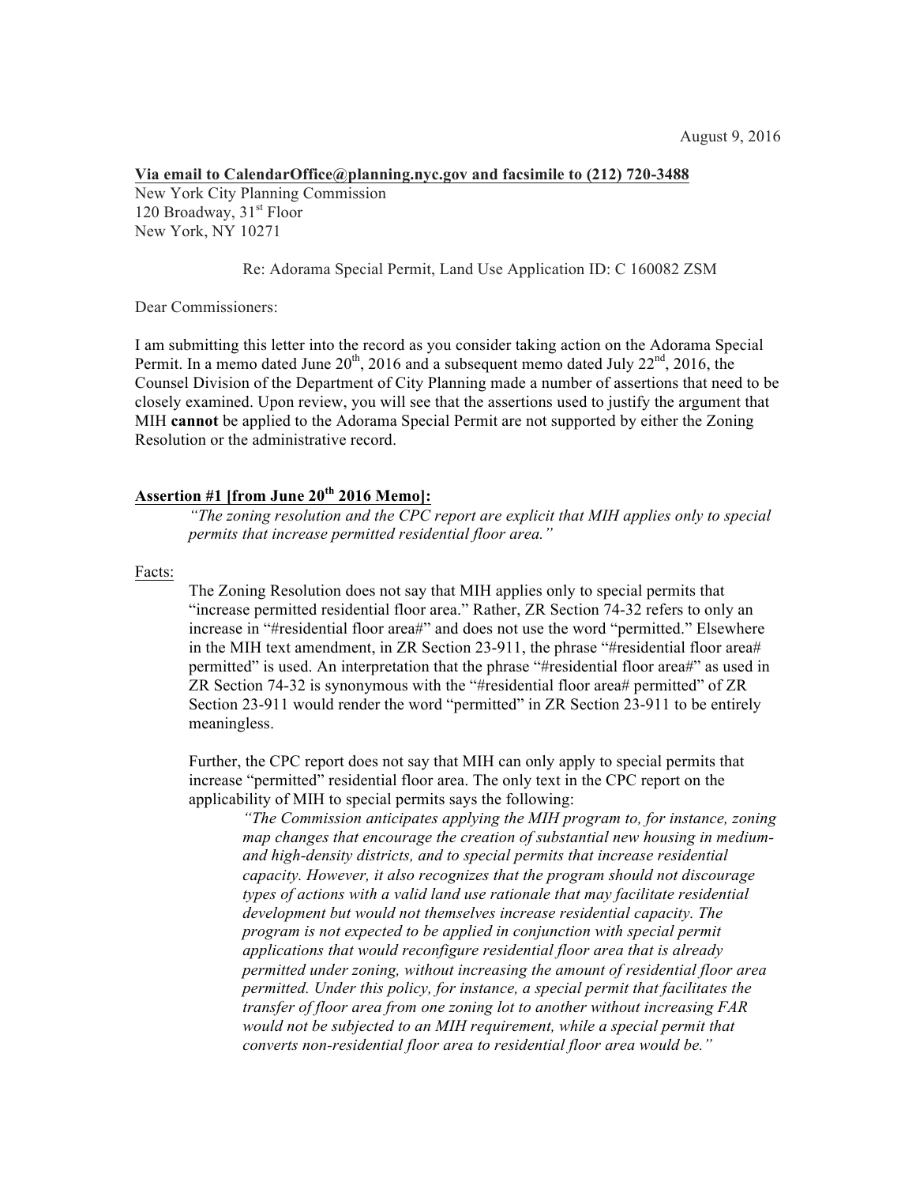August 9, 2016

**Via email to CalendarOffice@planning.nyc.gov and facsimile to (212) 720-3488**
New York City Planning Commission
120 Broadway, 31st Floor
New York, NY 10271

Re: Adorama Special Permit, Land Use Application ID: C 160082 ZSM

Dear Commissioners:

I am submitting this letter into the record as you consider taking action on the Adorama Special Permit. In a memo dated June 20th, 2016 and a subsequent memo dated July 22nd, 2016, the Counsel Division of the Department of City Planning made a number of assertions that need to be closely examined. Upon review, you will see that the assertions used to justify the argument that MIH **cannot** be applied to the Adorama Special Permit are not supported by either the Zoning Resolution or the administrative record.

**Assertion #1 [from June 20th 2016 Memo]:**

> *"The zoning resolution and the CPC report are explicit that MIH applies only to special permits that increase permitted residential floor area."*

Facts:

The Zoning Resolution does not say that MIH applies only to special permits that "increase permitted residential floor area." Rather, ZR Section 74-32 refers to only an increase in "#residential floor area#" and does not use the word "permitted." Elsewhere in the MIH text amendment, in ZR Section 23-911, the phrase "#residential floor area# permitted" is used. An interpretation that the phrase "#residential floor area#" as used in ZR Section 74-32 is synonymous with the "#residential floor area# permitted" of ZR Section 23-911 would render the word "permitted" in ZR Section 23-911 to be entirely meaningless.

Further, the CPC report does not say that MIH can only apply to special permits that increase "permitted" residential floor area. The only text in the CPC report on the applicability of MIH to special permits says the following:

> *"The Commission anticipates applying the MIH program to, for instance, zoning map changes that encourage the creation of substantial new housing in medium- and high-density districts, and to special permits that increase residential capacity. However, it also recognizes that the program should not discourage types of actions with a valid land use rationale that may facilitate residential development but would not themselves increase residential capacity. The program is not expected to be applied in conjunction with special permit applications that would reconfigure residential floor area that is already permitted under zoning, without increasing the amount of residential floor area permitted. Under this policy, for instance, a special permit that facilitates the transfer of floor area from one zoning lot to another without increasing FAR would not be subjected to an MIH requirement, while a special permit that converts non-residential floor area to residential floor area would be."*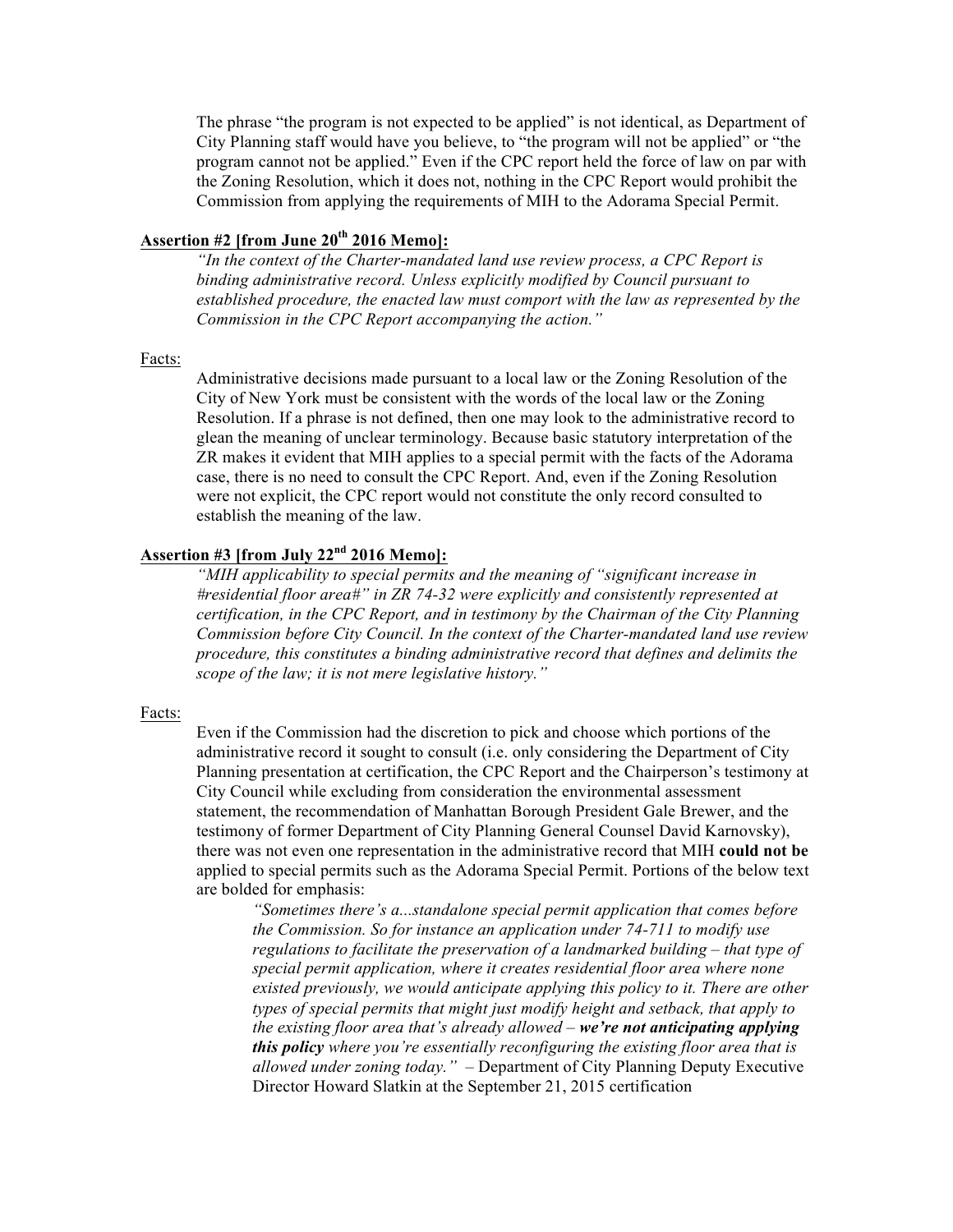The phrase "the program is not expected to be applied" is not identical, as Department of City Planning staff would have you believe, to "the program will not be applied" or "the program cannot not be applied." Even if the CPC report held the force of law on par with the Zoning Resolution, which it does not, nothing in the CPC Report would prohibit the Commission from applying the requirements of MIH to the Adorama Special Permit.

**Assertion #2 [from June 20th 2016 Memo]:**

*"In the context of the Charter-mandated land use review process, a CPC Report is binding administrative record. Unless explicitly modified by Council pursuant to established procedure, the enacted law must comport with the law as represented by the Commission in the CPC Report accompanying the action."*

Facts:

Administrative decisions made pursuant to a local law or the Zoning Resolution of the City of New York must be consistent with the words of the local law or the Zoning Resolution. If a phrase is not defined, then one may look to the administrative record to glean the meaning of unclear terminology. Because basic statutory interpretation of the ZR makes it evident that MIH applies to a special permit with the facts of the Adorama case, there is no need to consult the CPC Report. And, even if the Zoning Resolution were not explicit, the CPC report would not constitute the only record consulted to establish the meaning of the law.

**Assertion #3 [from July 22nd 2016 Memo]:**

*"MIH applicability to special permits and the meaning of "significant increase in #residential floor area#" in ZR 74-32 were explicitly and consistently represented at certification, in the CPC Report, and in testimony by the Chairman of the City Planning Commission before City Council. In the context of the Charter-mandated land use review procedure, this constitutes a binding administrative record that defines and delimits the scope of the law; it is not mere legislative history."*

Facts:

Even if the Commission had the discretion to pick and choose which portions of the administrative record it sought to consult (i.e. only considering the Department of City Planning presentation at certification, the CPC Report and the Chairperson's testimony at City Council while excluding from consideration the environmental assessment statement, the recommendation of Manhattan Borough President Gale Brewer, and the testimony of former Department of City Planning General Counsel David Karnovsky), there was not even one representation in the administrative record that MIH **could not be** applied to special permits such as the Adorama Special Permit. Portions of the below text are bolded for emphasis:

> *"Sometimes there's a...standalone special permit application that comes before the Commission. So for instance an application under 74-711 to modify use regulations to facilitate the preservation of a landmarked building – that type of special permit application, where it creates residential floor area where none existed previously, we would anticipate applying this policy to it. There are other types of special permits that might just modify height and setback, that apply to the existing floor area that's already allowed –* ***we're not anticipating applying this policy*** *where you're essentially reconfiguring the existing floor area that is allowed under zoning today."* – Department of City Planning Deputy Executive Director Howard Slatkin at the September 21, 2015 certification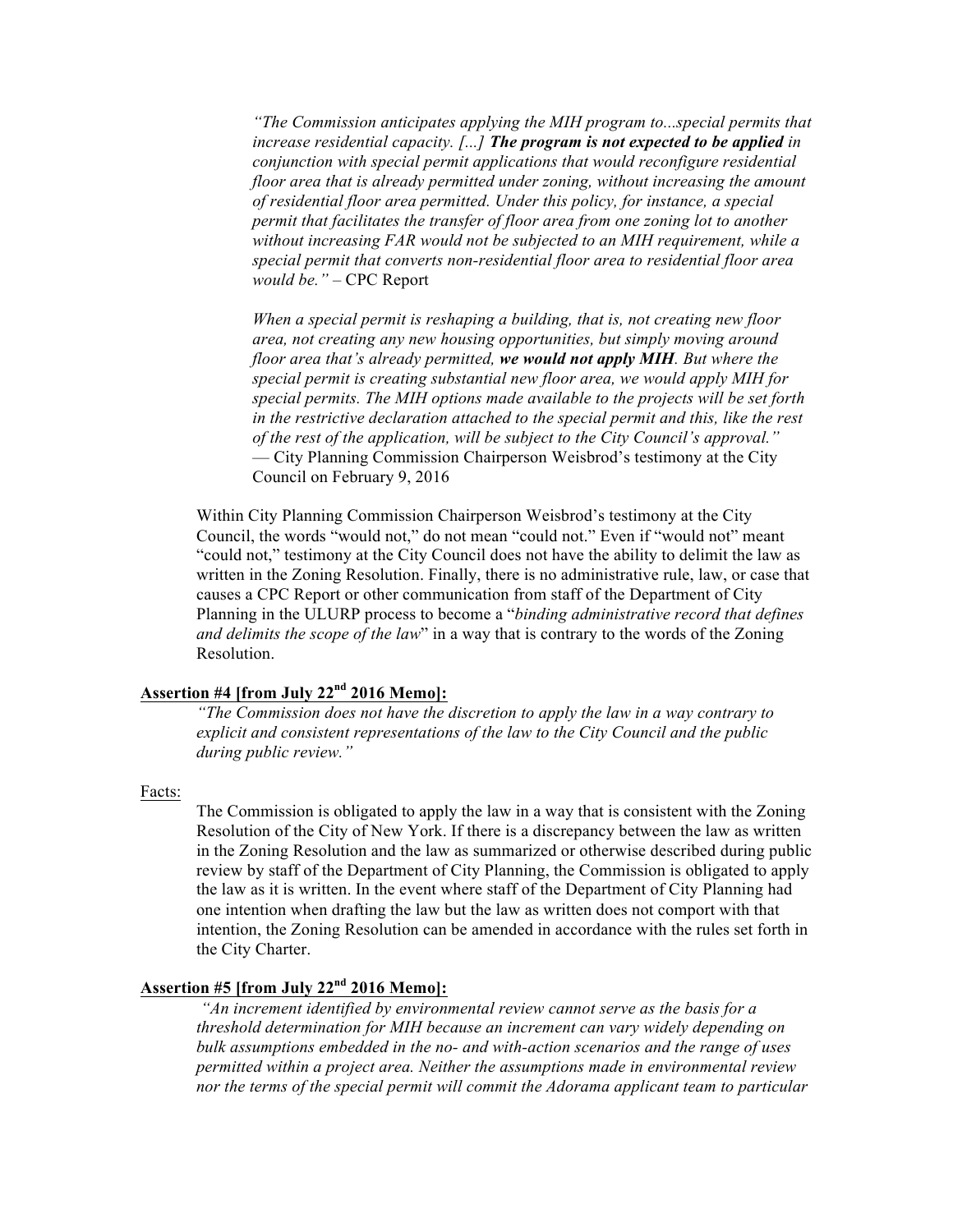> *"The Commission anticipates applying the MIH program to...special permits that increase residential capacity. [...] **The program is not expected to be applied** in conjunction with special permit applications that would reconfigure residential floor area that is already permitted under zoning, without increasing the amount of residential floor area permitted. Under this policy, for instance, a special permit that facilitates the transfer of floor area from one zoning lot to another without increasing FAR would not be subjected to an MIH requirement, while a special permit that converts non-residential floor area to residential floor area would be."* – CPC Report
>
> *When a special permit is reshaping a building, that is, not creating new floor area, not creating any new housing opportunities, but simply moving around floor area that's already permitted, **we would not apply MIH**. But where the special permit is creating substantial new floor area, we would apply MIH for special permits. The MIH options made available to the projects will be set forth in the restrictive declaration attached to the special permit and this, like the rest of the rest of the application, will be subject to the City Council's approval."* — City Planning Commission Chairperson Weisbrod's testimony at the City Council on February 9, 2016

Within City Planning Commission Chairperson Weisbrod's testimony at the City Council, the words "would not," do not mean "could not." Even if "would not" meant "could not," testimony at the City Council does not have the ability to delimit the law as written in the Zoning Resolution. Finally, there is no administrative rule, law, or case that causes a CPC Report or other communication from staff of the Department of City Planning in the ULURP process to become a "*binding administrative record that defines and delimits the scope of the law*" in a way that is contrary to the words of the Zoning Resolution.

**Assertion #4 [from July 22nd 2016 Memo]:**

> *"The Commission does not have the discretion to apply the law in a way contrary to explicit and consistent representations of the law to the City Council and the public during public review."*

Facts:

> The Commission is obligated to apply the law in a way that is consistent with the Zoning Resolution of the City of New York. If there is a discrepancy between the law as written in the Zoning Resolution and the law as summarized or otherwise described during public review by staff of the Department of City Planning, the Commission is obligated to apply the law as it is written. In the event where staff of the Department of City Planning had one intention when drafting the law but the law as written does not comport with that intention, the Zoning Resolution can be amended in accordance with the rules set forth in the City Charter.

**Assertion #5 [from July 22nd 2016 Memo]:**

> *"An increment identified by environmental review cannot serve as the basis for a threshold determination for MIH because an increment can vary widely depending on bulk assumptions embedded in the no- and with-action scenarios and the range of uses permitted within a project area. Neither the assumptions made in environmental review nor the terms of the special permit will commit the Adorama applicant team to particular*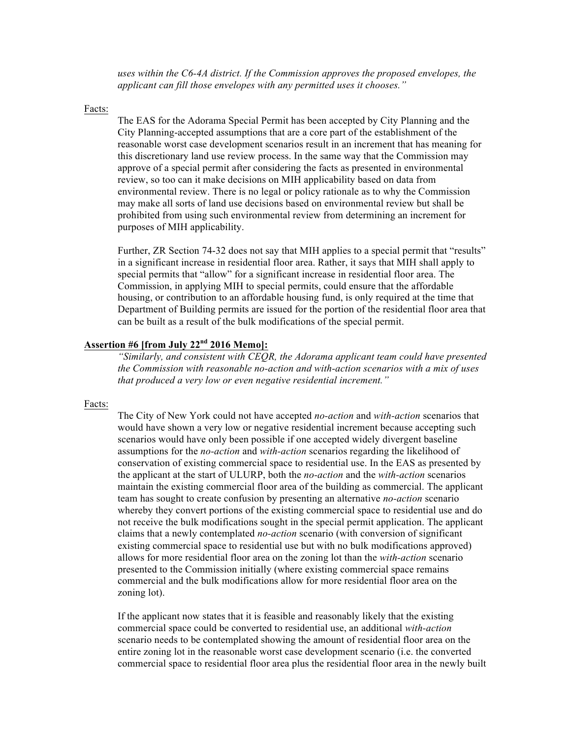*uses within the C6-4A district. If the Commission approves the proposed envelopes, the applicant can fill those envelopes with any permitted uses it chooses."*

Facts:

The EAS for the Adorama Special Permit has been accepted by City Planning and the City Planning-accepted assumptions that are a core part of the establishment of the reasonable worst case development scenarios result in an increment that has meaning for this discretionary land use review process. In the same way that the Commission may approve of a special permit after considering the facts as presented in environmental review, so too can it make decisions on MIH applicability based on data from environmental review. There is no legal or policy rationale as to why the Commission may make all sorts of land use decisions based on environmental review but shall be prohibited from using such environmental review from determining an increment for purposes of MIH applicability.

Further, ZR Section 74-32 does not say that MIH applies to a special permit that "results" in a significant increase in residential floor area. Rather, it says that MIH shall apply to special permits that "allow" for a significant increase in residential floor area. The Commission, in applying MIH to special permits, could ensure that the affordable housing, or contribution to an affordable housing fund, is only required at the time that Department of Building permits are issued for the portion of the residential floor area that can be built as a result of the bulk modifications of the special permit.

**Assertion #6 [from July 22nd 2016 Memo]:**

*"Similarly, and consistent with CEQR, the Adorama applicant team could have presented the Commission with reasonable no-action and with-action scenarios with a mix of uses that produced a very low or even negative residential increment."*

Facts:

The City of New York could not have accepted *no-action* and *with-action* scenarios that would have shown a very low or negative residential increment because accepting such scenarios would have only been possible if one accepted widely divergent baseline assumptions for the *no-action* and *with-action* scenarios regarding the likelihood of conservation of existing commercial space to residential use. In the EAS as presented by the applicant at the start of ULURP, both the *no-action* and the *with-action* scenarios maintain the existing commercial floor area of the building as commercial. The applicant team has sought to create confusion by presenting an alternative *no-action* scenario whereby they convert portions of the existing commercial space to residential use and do not receive the bulk modifications sought in the special permit application. The applicant claims that a newly contemplated *no-action* scenario (with conversion of significant existing commercial space to residential use but with no bulk modifications approved) allows for more residential floor area on the zoning lot than the *with-action* scenario presented to the Commission initially (where existing commercial space remains commercial and the bulk modifications allow for more residential floor area on the zoning lot).

If the applicant now states that it is feasible and reasonably likely that the existing commercial space could be converted to residential use, an additional *with-action* scenario needs to be contemplated showing the amount of residential floor area on the entire zoning lot in the reasonable worst case development scenario (i.e. the converted commercial space to residential floor area plus the residential floor area in the newly built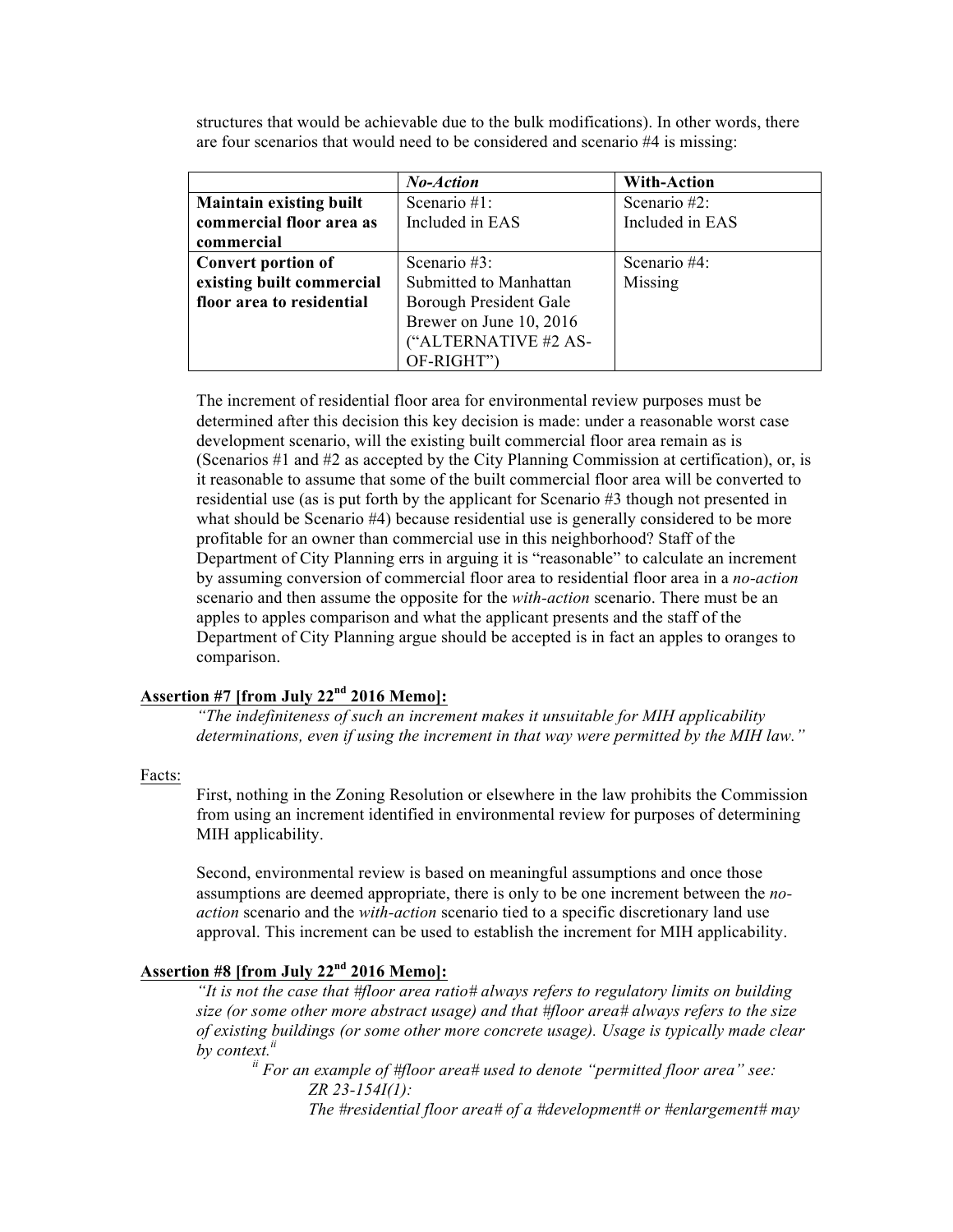structures that would be achievable due to the bulk modifications). In other words, there are four scenarios that would need to be considered and scenario #4 is missing:

| | *No-Action* | **With-Action** |
|---|---|---|
| **Maintain existing built commercial floor area as commercial** | Scenario #1: Included in EAS | Scenario #2: Included in EAS |
| **Convert portion of existing built commercial floor area to residential** | Scenario #3: Submitted to Manhattan Borough President Gale Brewer on June 10, 2016 ("ALTERNATIVE #2 AS-OF-RIGHT") | Scenario #4: Missing |

The increment of residential floor area for environmental review purposes must be determined after this decision this key decision is made: under a reasonable worst case development scenario, will the existing built commercial floor area remain as is (Scenarios #1 and #2 as accepted by the City Planning Commission at certification), or, is it reasonable to assume that some of the built commercial floor area will be converted to residential use (as is put forth by the applicant for Scenario #3 though not presented in what should be Scenario #4) because residential use is generally considered to be more profitable for an owner than commercial use in this neighborhood? Staff of the Department of City Planning errs in arguing it is "reasonable" to calculate an increment by assuming conversion of commercial floor area to residential floor area in a *no-action* scenario and then assume the opposite for the *with-action* scenario. There must be an apples to apples comparison and what the applicant presents and the staff of the Department of City Planning argue should be accepted is in fact an apples to oranges to comparison.

**Assertion #7 [from July 22nd 2016 Memo]:**

*"The indefiniteness of such an increment makes it unsuitable for MIH applicability determinations, even if using the increment in that way were permitted by the MIH law."*

Facts:

First, nothing in the Zoning Resolution or elsewhere in the law prohibits the Commission from using an increment identified in environmental review for purposes of determining MIH applicability.

Second, environmental review is based on meaningful assumptions and once those assumptions are deemed appropriate, there is only to be one increment between the *no-action* scenario and the *with-action* scenario tied to a specific discretionary land use approval. This increment can be used to establish the increment for MIH applicability.

**Assertion #8 [from July 22nd 2016 Memo]:**

*"It is not the case that #floor area ratio# always refers to regulatory limits on building size (or some other more abstract usage) and that #floor area# always refers to the size of existing buildings (or some other more concrete usage). Usage is typically made clear by context.*[ii]

[ii] *For an example of #floor area# used to denote "permitted floor area" see: ZR 23-154I(1):*

*The #residential floor area# of a #development# or #enlargement# may*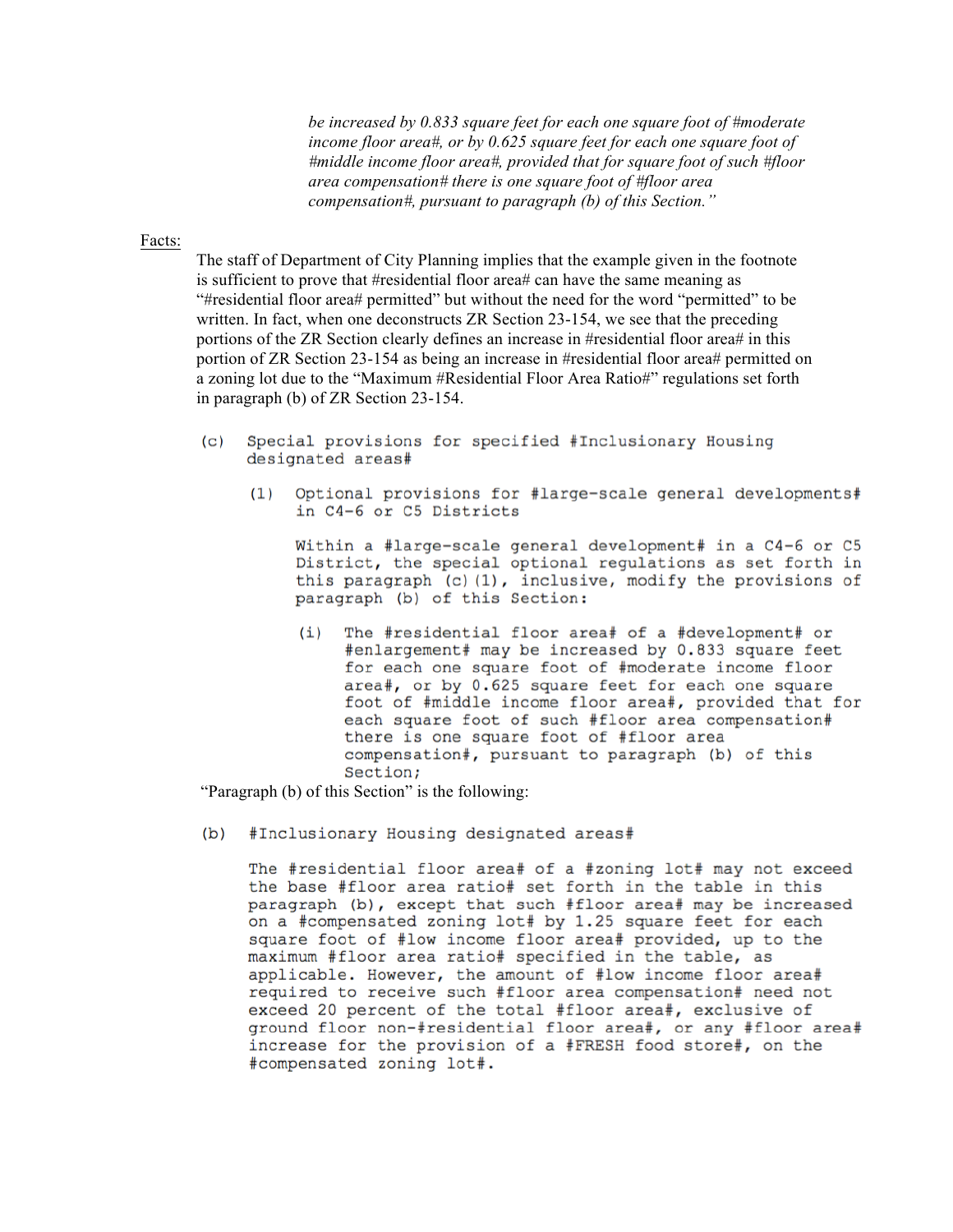*be increased by 0.833 square feet for each one square foot of #moderate income floor area#, or by 0.625 square feet for each one square foot of #middle income floor area#, provided that for square foot of such #floor area compensation# there is one square foot of #floor area compensation#, pursuant to paragraph (b) of this Section."*

Facts:

The staff of Department of City Planning implies that the example given in the footnote is sufficient to prove that #residential floor area# can have the same meaning as "#residential floor area# permitted" but without the need for the word "permitted" to be written. In fact, when one deconstructs ZR Section 23-154, we see that the preceding portions of the ZR Section clearly defines an increase in #residential floor area# in this portion of ZR Section 23-154 as being an increase in #residential floor area# permitted on a zoning lot due to the "Maximum #Residential Floor Area Ratio#" regulations set forth in paragraph (b) of ZR Section 23-154.

```
(c)  Special provisions for specified #Inclusionary Housing
     designated areas#

     (1)  Optional provisions for #large-scale general developments#
          in C4-6 or C5 Districts

          Within a #large-scale general development# in a C4-6 or C5
          District, the special optional regulations as set forth in
          this paragraph (c)(1), inclusive, modify the provisions of
          paragraph (b) of this Section:

          (i)  The #residential floor area# of a #development# or
               #enlargement# may be increased by 0.833 square feet
               for each one square foot of #moderate income floor
               area#, or by 0.625 square feet for each one square
               foot of #middle income floor area#, provided that for
               each square foot of such #floor area compensation#
               there is one square foot of #floor area
               compensation#, pursuant to paragraph (b) of this
               Section;
```

"Paragraph (b) of this Section" is the following:

```
(b)  #Inclusionary Housing designated areas#

     The #residential floor area# of a #zoning lot# may not exceed
     the base #floor area ratio# set forth in the table in this
     paragraph (b), except that such #floor area# may be increased
     on a #compensated zoning lot# by 1.25 square feet for each
     square foot of #low income floor area# provided, up to the
     maximum #floor area ratio# specified in the table, as
     applicable. However, the amount of #low income floor area#
     required to receive such #floor area compensation# need not
     exceed 20 percent of the total #floor area#, exclusive of
     ground floor non-#residential floor area#, or any #floor area#
     increase for the provision of a #FRESH food store#, on the
     #compensated zoning lot#.
```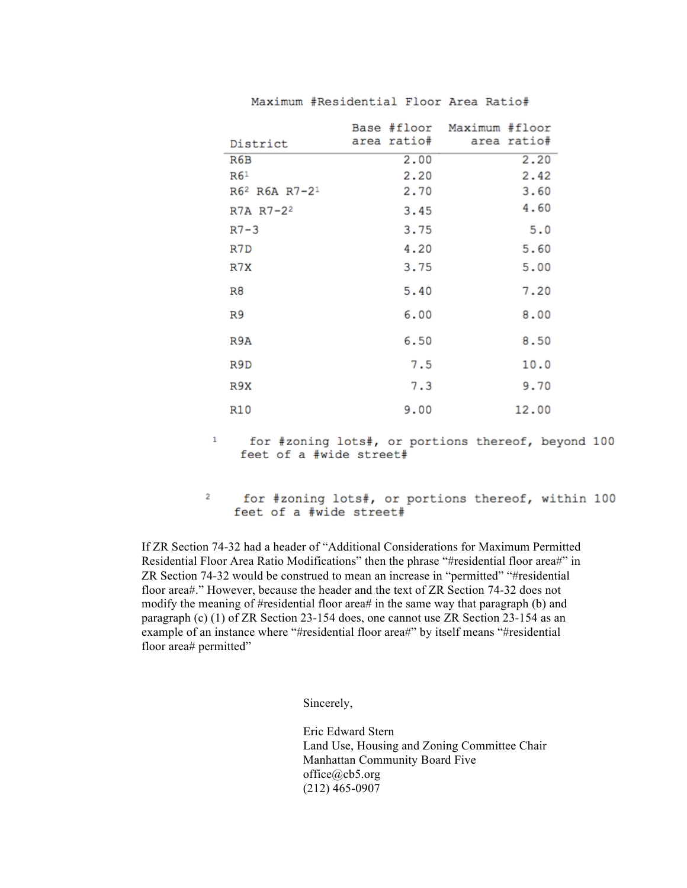Maximum #Residential Floor Area Ratio#

| District | Base #floor area ratio# | Maximum #floor area ratio# |
|---|---|---|
| R6B | 2.00 | 2.20 |
| R6[1] | 2.20 | 2.42 |
| R6[2] R6A R7-2[1] | 2.70 | 3.60 |
| R7A R7-2[2] | 3.45 | 4.60 |
| R7-3 | 3.75 | 5.0 |
| R7D | 4.20 | 5.60 |
| R7X | 3.75 | 5.00 |
| R8 | 5.40 | 7.20 |
| R9 | 6.00 | 8.00 |
| R9A | 6.50 | 8.50 |
| R9D | 7.5 | 10.0 |
| R9X | 7.3 | 9.70 |
| R10 | 9.00 | 12.00 |

[1] for #zoning lots#, or portions thereof, beyond 100 feet of a #wide street#

[2] for #zoning lots#, or portions thereof, within 100 feet of a #wide street#

If ZR Section 74-32 had a header of "Additional Considerations for Maximum Permitted Residential Floor Area Ratio Modifications" then the phrase "#residential floor area#" in ZR Section 74-32 would be construed to mean an increase in "permitted" "#residential floor area#." However, because the header and the text of ZR Section 74-32 does not modify the meaning of #residential floor area# in the same way that paragraph (b) and paragraph (c) (1) of ZR Section 23-154 does, one cannot use ZR Section 23-154 as an example of an instance where "#residential floor area#" by itself means "#residential floor area# permitted"

Sincerely,

Eric Edward Stern
Land Use, Housing and Zoning Committee Chair
Manhattan Community Board Five
office@cb5.org
(212) 465-0907